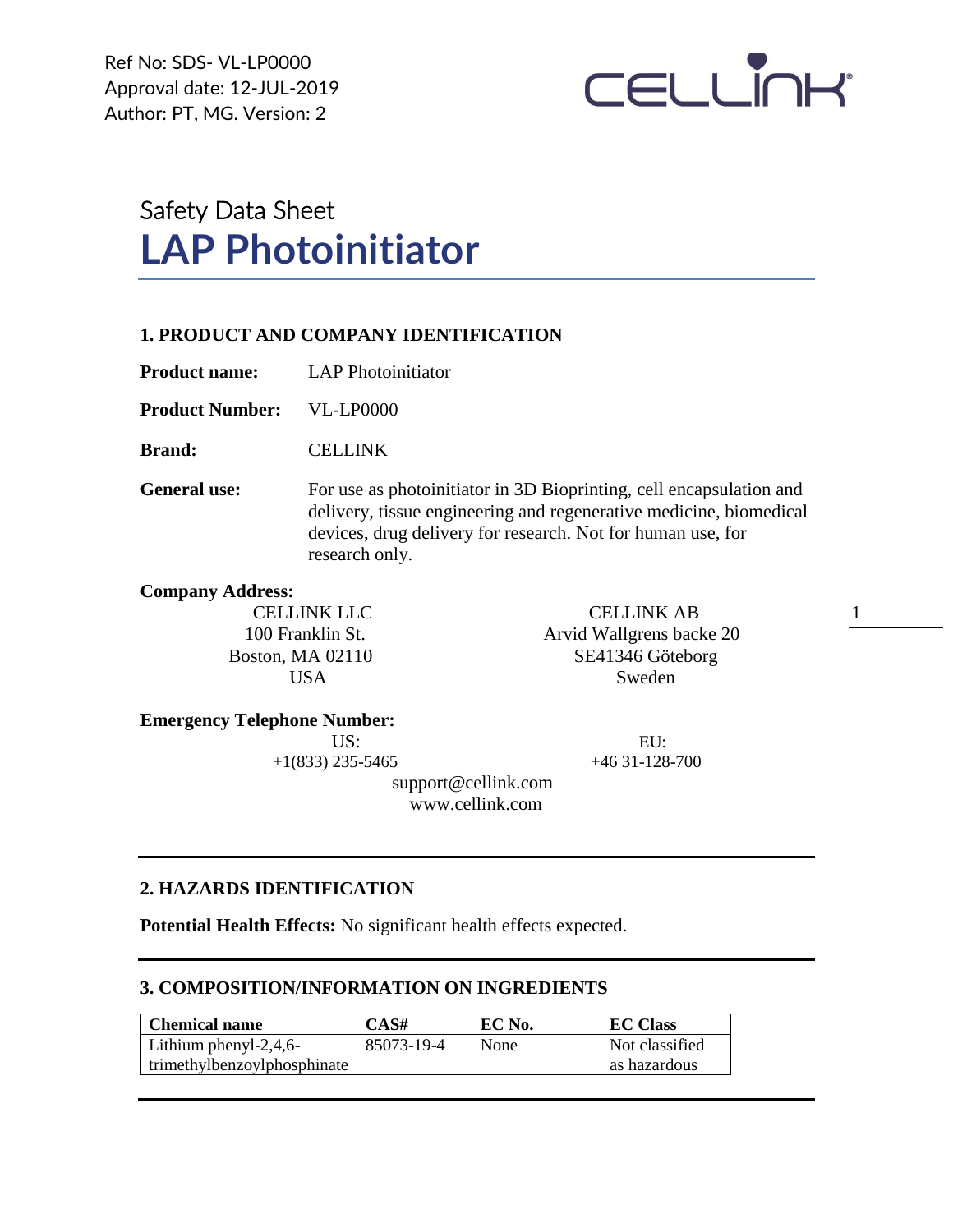Ref No: SDS- VL-LP0000
Approval date: 12-JUL-2019
Author: PT, MG. Version: 2

CELLINK

# Safety Data Sheet
# LAP Photoinitiator

## 1. PRODUCT AND COMPANY IDENTIFICATION

**Product name:** LAP Photoinitiator

**Product Number:** VL-LP0000

**Brand:** CELLINK

**General use:** For use as photoinitiator in 3D Bioprinting, cell encapsulation and delivery, tissue engineering and regenerative medicine, biomedical devices, drug delivery for research. Not for human use, for research only.

**Company Address:**

CELLINK LLC
100 Franklin St.
Boston, MA 02110
USA

CELLINK AB
Arvid Wallgrens backe 20
SE41346 Göteborg
Sweden

**Emergency Telephone Number:**

US:
+1(833) 235-5465

EU:
+46 31-128-700

support@cellink.com
www.cellink.com

## 2. HAZARDS IDENTIFICATION

**Potential Health Effects:** No significant health effects expected.

## 3. COMPOSITION/INFORMATION ON INGREDIENTS

| Chemical name | CAS# | EC No. | EC Class |
|---|---|---|---|
| Lithium phenyl-2,4,6-trimethylbenzoylphosphinate | 85073-19-4 | None | Not classified as hazardous |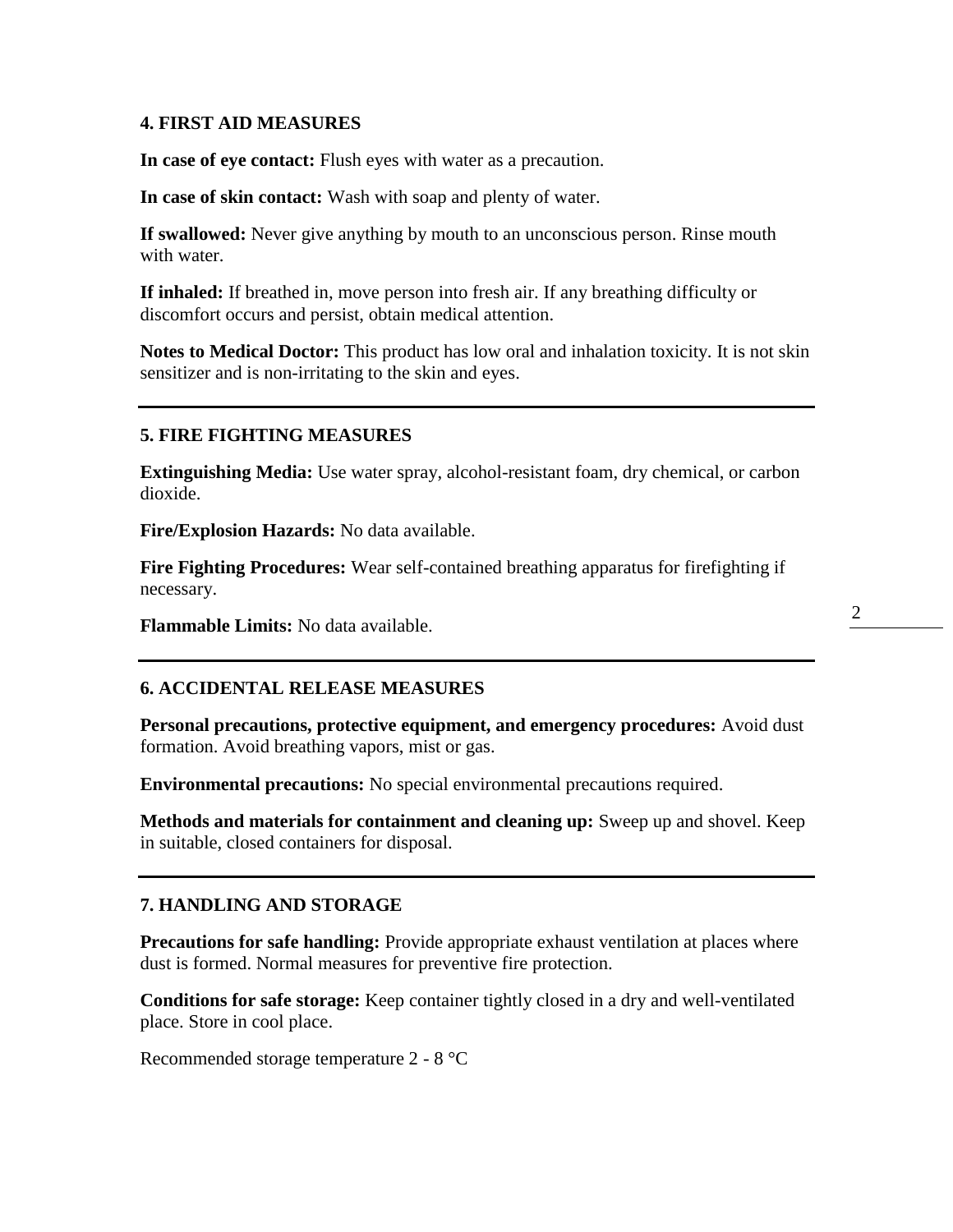## 4. FIRST AID MEASURES

**In case of eye contact:** Flush eyes with water as a precaution.

**In case of skin contact:** Wash with soap and plenty of water.

**If swallowed:** Never give anything by mouth to an unconscious person. Rinse mouth with water.

**If inhaled:** If breathed in, move person into fresh air. If any breathing difficulty or discomfort occurs and persist, obtain medical attention.

**Notes to Medical Doctor:** This product has low oral and inhalation toxicity. It is not skin sensitizer and is non-irritating to the skin and eyes.

---

## 5. FIRE FIGHTING MEASURES

**Extinguishing Media:** Use water spray, alcohol-resistant foam, dry chemical, or carbon dioxide.

**Fire/Explosion Hazards:** No data available.

**Fire Fighting Procedures:** Wear self-contained breathing apparatus for firefighting if necessary.

**Flammable Limits:** No data available.

---

## 6. ACCIDENTAL RELEASE MEASURES

**Personal precautions, protective equipment, and emergency procedures:** Avoid dust formation. Avoid breathing vapors, mist or gas.

**Environmental precautions:** No special environmental precautions required.

**Methods and materials for containment and cleaning up:** Sweep up and shovel. Keep in suitable, closed containers for disposal.

---

## 7. HANDLING AND STORAGE

**Precautions for safe handling:** Provide appropriate exhaust ventilation at places where dust is formed. Normal measures for preventive fire protection.

**Conditions for safe storage:** Keep container tightly closed in a dry and well-ventilated place. Store in cool place.

Recommended storage temperature 2 - 8 °C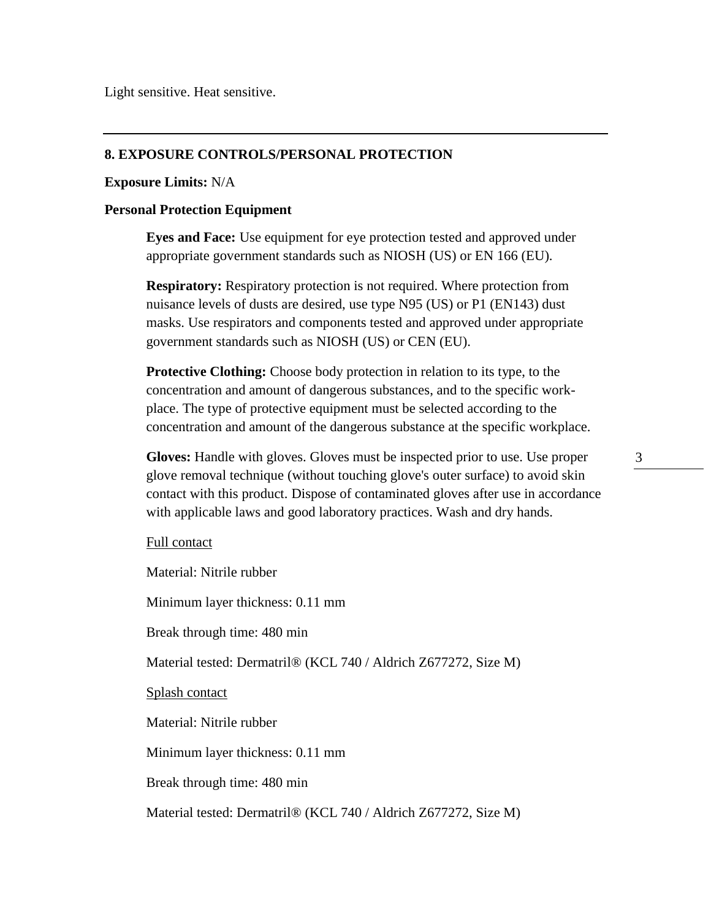Light sensitive. Heat sensitive.

---

## 8. EXPOSURE CONTROLS/PERSONAL PROTECTION

**Exposure Limits:** N/A

**Personal Protection Equipment**

**Eyes and Face:** Use equipment for eye protection tested and approved under appropriate government standards such as NIOSH (US) or EN 166 (EU).

**Respiratory:** Respiratory protection is not required. Where protection from nuisance levels of dusts are desired, use type N95 (US) or P1 (EN143) dust masks. Use respirators and components tested and approved under appropriate government standards such as NIOSH (US) or CEN (EU).

**Protective Clothing:** Choose body protection in relation to its type, to the concentration and amount of dangerous substances, and to the specific work-place. The type of protective equipment must be selected according to the concentration and amount of the dangerous substance at the specific workplace.

**Gloves:** Handle with gloves. Gloves must be inspected prior to use. Use proper glove removal technique (without touching glove's outer surface) to avoid skin contact with this product. Dispose of contaminated gloves after use in accordance with applicable laws and good laboratory practices. Wash and dry hands.

<u>Full contact</u>

Material: Nitrile rubber

Minimum layer thickness: 0.11 mm

Break through time: 480 min

Material tested: Dermatril® (KCL 740 / Aldrich Z677272, Size M)

<u>Splash contact</u>

Material: Nitrile rubber

Minimum layer thickness: 0.11 mm

Break through time: 480 min

Material tested: Dermatril® (KCL 740 / Aldrich Z677272, Size M)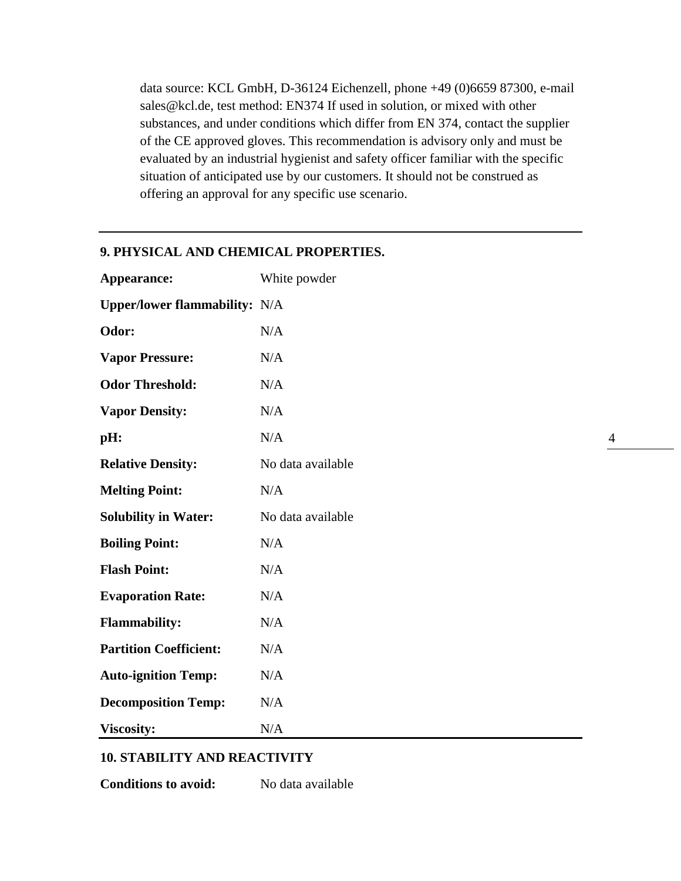data source: KCL GmbH, D-36124 Eichenzell, phone +49 (0)6659 87300, e-mail sales@kcl.de, test method: EN374 If used in solution, or mixed with other substances, and under conditions which differ from EN 374, contact the supplier of the CE approved gloves. This recommendation is advisory only and must be evaluated by an industrial hygienist and safety officer familiar with the specific situation of anticipated use by our customers. It should not be construed as offering an approval for any specific use scenario.

## 9. PHYSICAL AND CHEMICAL PROPERTIES.

| | |
|---|---|
| **Appearance:** | White powder |
| **Upper/lower flammability:** | N/A |
| **Odor:** | N/A |
| **Vapor Pressure:** | N/A |
| **Odor Threshold:** | N/A |
| **Vapor Density:** | N/A |
| **pH:** | N/A |
| **Relative Density:** | No data available |
| **Melting Point:** | N/A |
| **Solubility in Water:** | No data available |
| **Boiling Point:** | N/A |
| **Flash Point:** | N/A |
| **Evaporation Rate:** | N/A |
| **Flammability:** | N/A |
| **Partition Coefficient:** | N/A |
| **Auto-ignition Temp:** | N/A |
| **Decomposition Temp:** | N/A |
| **Viscosity:** | N/A |

## 10. STABILITY AND REACTIVITY

**Conditions to avoid:** No data available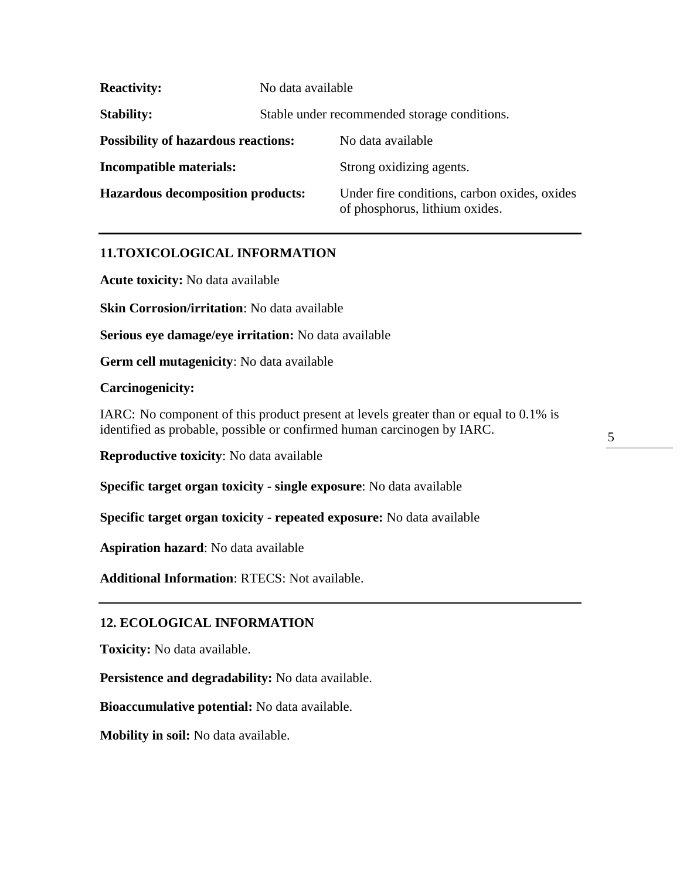**Reactivity:** No data available

**Stability:** Stable under recommended storage conditions.

**Possibility of hazardous reactions:** No data available

**Incompatible materials:** Strong oxidizing agents.

**Hazardous decomposition products:** Under fire conditions, carbon oxides, oxides of phosphorus, lithium oxides.

---

## 11.TOXICOLOGICAL INFORMATION

**Acute toxicity:** No data available

**Skin Corrosion/irritation**: No data available

**Serious eye damage/eye irritation:** No data available

**Germ cell mutagenicity**: No data available

**Carcinogenicity:**

IARC: No component of this product present at levels greater than or equal to 0.1% is identified as probable, possible or confirmed human carcinogen by IARC.

**Reproductive toxicity**: No data available

**Specific target organ toxicity - single exposure**: No data available

**Specific target organ toxicity - repeated exposure:** No data available

**Aspiration hazard**: No data available

**Additional Information**: RTECS: Not available.

---

## 12. ECOLOGICAL INFORMATION

**Toxicity:** No data available.

**Persistence and degradability:** No data available.

**Bioaccumulative potential:** No data available.

**Mobility in soil:** No data available.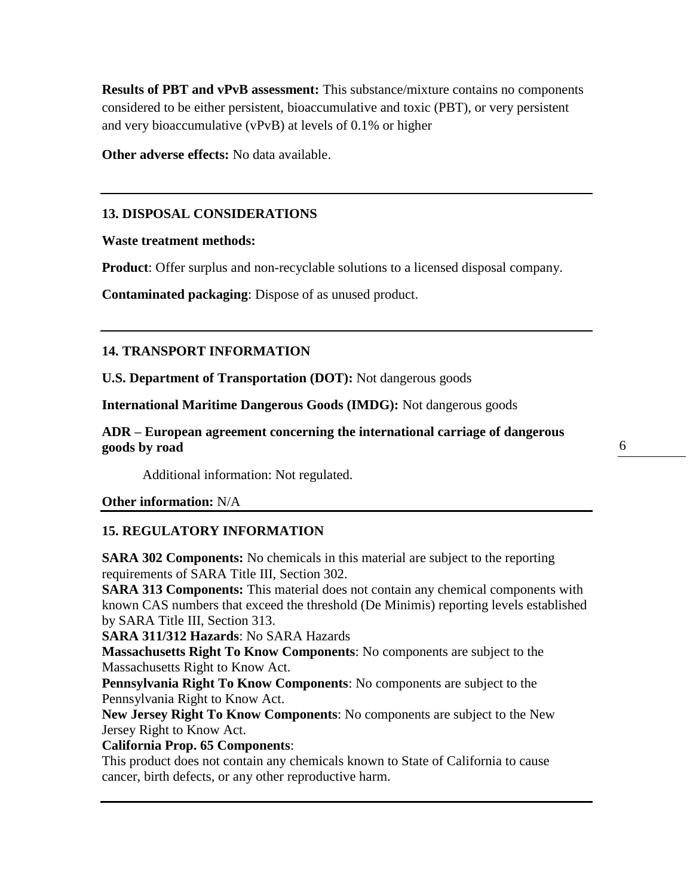**Results of PBT and vPvB assessment:** This substance/mixture contains no components considered to be either persistent, bioaccumulative and toxic (PBT), or very persistent and very bioaccumulative (vPvB) at levels of 0.1% or higher

**Other adverse effects:** No data available.

---

## 13. DISPOSAL CONSIDERATIONS

**Waste treatment methods:**

**Product**: Offer surplus and non-recyclable solutions to a licensed disposal company.

**Contaminated packaging**: Dispose of as unused product.

---

## 14. TRANSPORT INFORMATION

**U.S. Department of Transportation (DOT):** Not dangerous goods

**International Maritime Dangerous Goods (IMDG):** Not dangerous goods

**ADR – European agreement concerning the international carriage of dangerous goods by road**

Additional information: Not regulated.

**Other information:** N/A

---

## 15. REGULATORY INFORMATION

**SARA 302 Components:** No chemicals in this material are subject to the reporting requirements of SARA Title III, Section 302.
**SARA 313 Components:** This material does not contain any chemical components with known CAS numbers that exceed the threshold (De Minimis) reporting levels established by SARA Title III, Section 313.
**SARA 311/312 Hazards**: No SARA Hazards
**Massachusetts Right To Know Components**: No components are subject to the Massachusetts Right to Know Act.
**Pennsylvania Right To Know Components**: No components are subject to the Pennsylvania Right to Know Act.
**New Jersey Right To Know Components**: No components are subject to the New Jersey Right to Know Act.
**California Prop. 65 Components**:
This product does not contain any chemicals known to State of California to cause cancer, birth defects, or any other reproductive harm.

---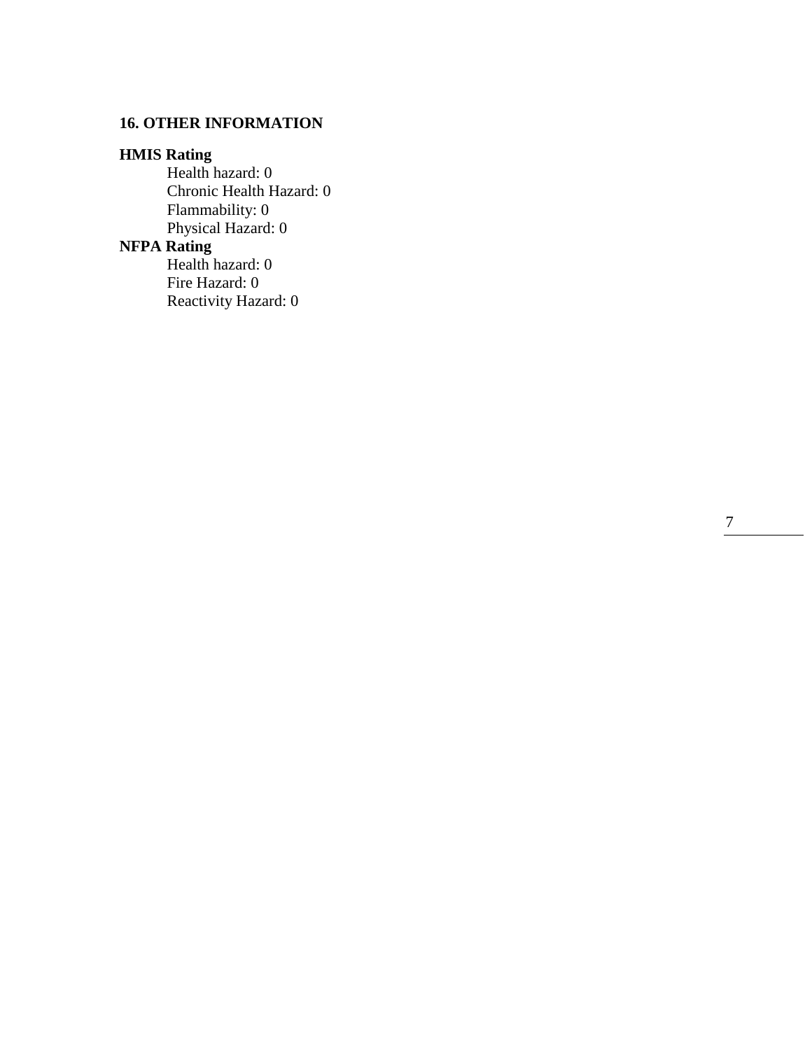## 16. OTHER INFORMATION

**HMIS Rating**

Health hazard: 0
Chronic Health Hazard: 0
Flammability: 0
Physical Hazard: 0

**NFPA Rating**

Health hazard: 0
Fire Hazard: 0
Reactivity Hazard: 0